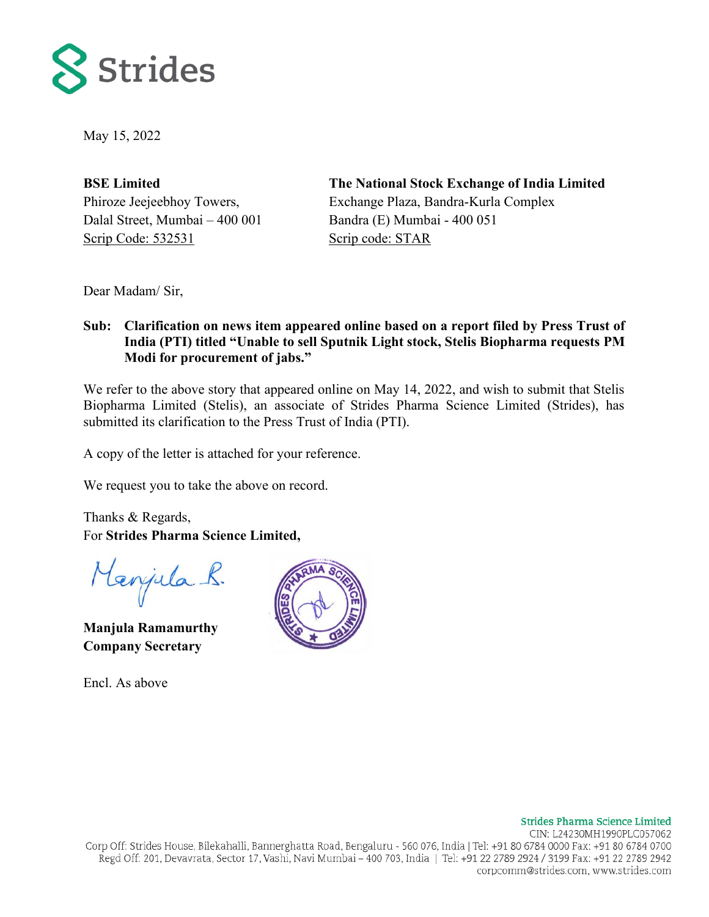Strides

May 15, 2022

**BSE Limited**
Phiroze Jeejeebhoy Towers,
Dalal Street, Mumbai – 400 001
Scrip Code: 532531

**The National Stock Exchange of India Limited**
Exchange Plaza, Bandra-Kurla Complex
Bandra (E) Mumbai - 400 051
Scrip code: STAR

Dear Madam/ Sir,

**Sub: Clarification on news item appeared online based on a report filed by Press Trust of India (PTI) titled "Unable to sell Sputnik Light stock, Stelis Biopharma requests PM Modi for procurement of jabs."**

We refer to the above story that appeared online on May 14, 2022, and wish to submit that Stelis Biopharma Limited (Stelis), an associate of Strides Pharma Science Limited (Strides), has submitted its clarification to the Press Trust of India (PTI).

A copy of the letter is attached for your reference.

We request you to take the above on record.

Thanks & Regards,
For **Strides Pharma Science Limited,**

**Manjula Ramamurthy**
**Company Secretary**

Encl. As above

**Strides Pharma Science Limited**
CIN: L24230MH1990PLC057062
Corp Off: Strides House, Bilekahalli, Bannerghatta Road, Bengaluru - 560 076, India | Tel: +91 80 6784 0000 Fax: +91 80 6784 0700
Regd Off: 201, Devavrata, Sector 17, Vashi, Navi Mumbai – 400 703, India | Tel: +91 22 2789 2924 / 3199 Fax: +91 22 2789 2942
corpcomm@strides.com, www.strides.com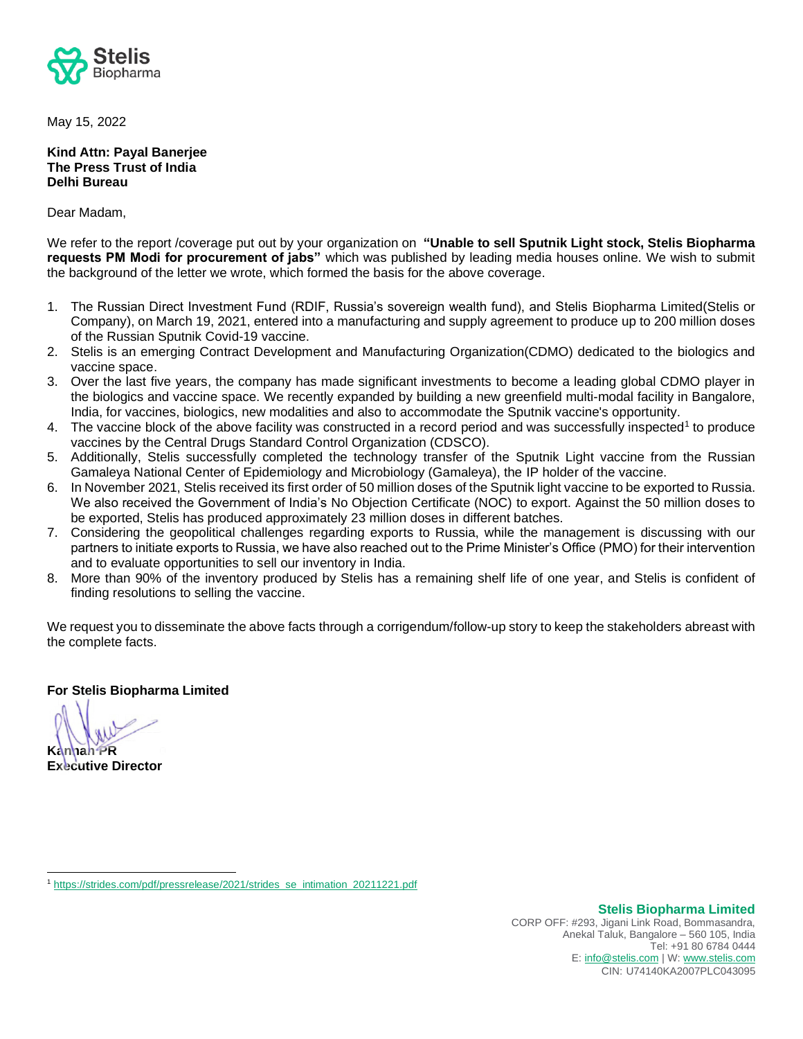May 15, 2022

**Kind Attn: Payal Banerjee**
**The Press Trust of India**
**Delhi Bureau**

Dear Madam,

We refer to the report /coverage put out by your organization on **"Unable to sell Sputnik Light stock, Stelis Biopharma requests PM Modi for procurement of jabs"** which was published by leading media houses online. We wish to submit the background of the letter we wrote, which formed the basis for the above coverage.

1. The Russian Direct Investment Fund (RDIF, Russia's sovereign wealth fund), and Stelis Biopharma Limited(Stelis or Company), on March 19, 2021, entered into a manufacturing and supply agreement to produce up to 200 million doses of the Russian Sputnik Covid-19 vaccine.
2. Stelis is an emerging Contract Development and Manufacturing Organization(CDMO) dedicated to the biologics and vaccine space.
3. Over the last five years, the company has made significant investments to become a leading global CDMO player in the biologics and vaccine space. We recently expanded by building a new greenfield multi-modal facility in Bangalore, India, for vaccines, biologics, new modalities and also to accommodate the Sputnik vaccine's opportunity.
4. The vaccine block of the above facility was constructed in a record period and was successfully inspected[1] to produce vaccines by the Central Drugs Standard Control Organization (CDSCO).
5. Additionally, Stelis successfully completed the technology transfer of the Sputnik Light vaccine from the Russian Gamaleya National Center of Epidemiology and Microbiology (Gamaleya), the IP holder of the vaccine.
6. In November 2021, Stelis received its first order of 50 million doses of the Sputnik light vaccine to be exported to Russia. We also received the Government of India's No Objection Certificate (NOC) to export. Against the 50 million doses to be exported, Stelis has produced approximately 23 million doses in different batches.
7. Considering the geopolitical challenges regarding exports to Russia, while the management is discussing with our partners to initiate exports to Russia, we have also reached out to the Prime Minister's Office (PMO) for their intervention and to evaluate opportunities to sell our inventory in India.
8. More than 90% of the inventory produced by Stelis has a remaining shelf life of one year, and Stelis is confident of finding resolutions to selling the vaccine.

We request you to disseminate the above facts through a corrigendum/follow-up story to keep the stakeholders abreast with the complete facts.

**For Stelis Biopharma Limited**

**Kannan PR**
**Executive Director**

[1] https://strides.com/pdf/pressrelease/2021/strides_se_intimation_20211221.pdf

**Stelis Biopharma Limited**
CORP OFF: #293, Jigani Link Road, Bommasandra,
Anekal Taluk, Bangalore – 560 105, India
Tel: +91 80 6784 0444
E: info@stelis.com | W: www.stelis.com
CIN: U74140KA2007PLC043095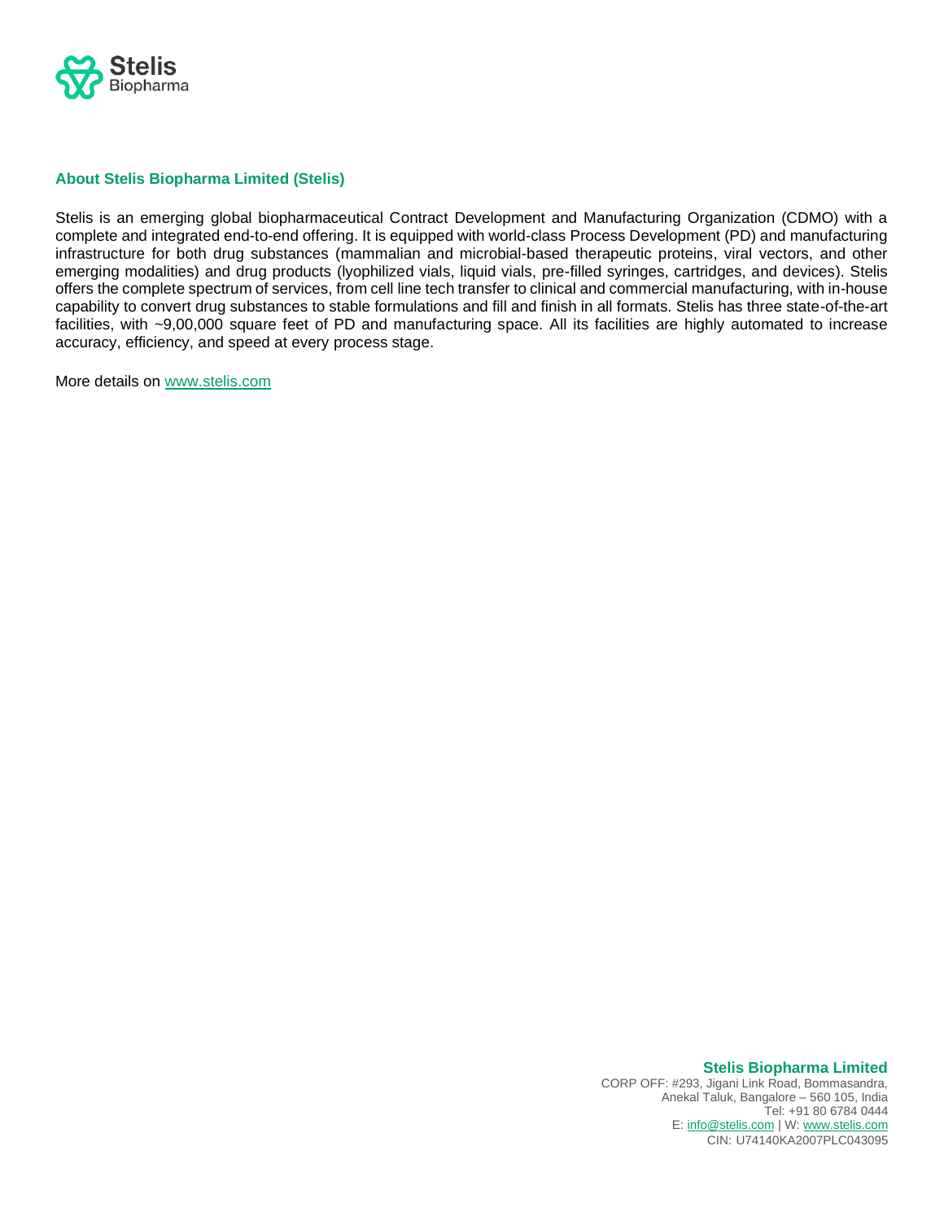## About Stelis Biopharma Limited (Stelis)

Stelis is an emerging global biopharmaceutical Contract Development and Manufacturing Organization (CDMO) with a complete and integrated end-to-end offering. It is equipped with world-class Process Development (PD) and manufacturing infrastructure for both drug substances (mammalian and microbial-based therapeutic proteins, viral vectors, and other emerging modalities) and drug products (lyophilized vials, liquid vials, pre-filled syringes, cartridges, and devices). Stelis offers the complete spectrum of services, from cell line tech transfer to clinical and commercial manufacturing, with in-house capability to convert drug substances to stable formulations and fill and finish in all formats. Stelis has three state-of-the-art facilities, with ~9,00,000 square feet of PD and manufacturing space. All its facilities are highly automated to increase accuracy, efficiency, and speed at every process stage.

More details on [www.stelis.com](http://www.stelis.com)

**Stelis Biopharma Limited**
CORP OFF: #293, Jigani Link Road, Bommasandra,
Anekal Taluk, Bangalore – 560 105, India
Tel: +91 80 6784 0444
E: info@stelis.com | W: www.stelis.com
CIN: U74140KA2007PLC043095